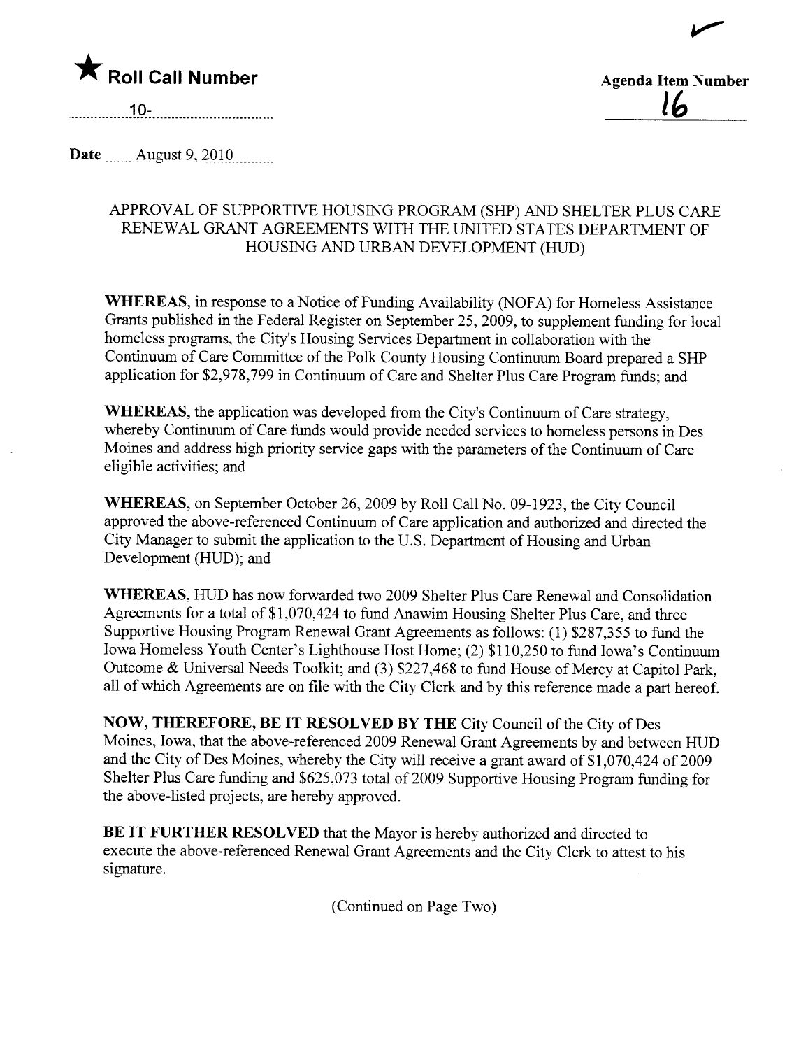★ **Roll Call Number**

10-

**Agenda Item Number**

16

**Date** August 9, 2010

APPROVAL OF SUPPORTIVE HOUSING PROGRAM (SHP) AND SHELTER PLUS CARE RENEWAL GRANT AGREEMENTS WITH THE UNITED STATES DEPARTMENT OF HOUSING AND URBAN DEVELOPMENT (HUD)

**WHEREAS**, in response to a Notice of Funding Availability (NOFA) for Homeless Assistance Grants published in the Federal Register on September 25, 2009, to supplement funding for local homeless programs, the City's Housing Services Department in collaboration with the Continuum of Care Committee of the Polk County Housing Continuum Board prepared a SHP application for $2,978,799 in Continuum of Care and Shelter Plus Care Program funds; and

**WHEREAS**, the application was developed from the City's Continuum of Care strategy, whereby Continuum of Care funds would provide needed services to homeless persons in Des Moines and address high priority service gaps with the parameters of the Continuum of Care eligible activities; and

**WHEREAS**, on September October 26, 2009 by Roll Call No. 09-1923, the City Council approved the above-referenced Continuum of Care application and authorized and directed the City Manager to submit the application to the U.S. Department of Housing and Urban Development (HUD); and

**WHEREAS**, HUD has now forwarded two 2009 Shelter Plus Care Renewal and Consolidation Agreements for a total of $1,070,424 to fund Anawim Housing Shelter Plus Care, and three Supportive Housing Program Renewal Grant Agreements as follows: (1) $287,355 to fund the Iowa Homeless Youth Center's Lighthouse Host Home; (2) $110,250 to fund Iowa's Continuum Outcome & Universal Needs Toolkit; and (3) $227,468 to fund House of Mercy at Capitol Park, all of which Agreements are on file with the City Clerk and by this reference made a part hereof.

**NOW, THEREFORE, BE IT RESOLVED BY THE** City Council of the City of Des Moines, Iowa, that the above-referenced 2009 Renewal Grant Agreements by and between HUD and the City of Des Moines, whereby the City will receive a grant award of $1,070,424 of 2009 Shelter Plus Care funding and $625,073 total of 2009 Supportive Housing Program funding for the above-listed projects, are hereby approved.

**BE IT FURTHER RESOLVED** that the Mayor is hereby authorized and directed to execute the above-referenced Renewal Grant Agreements and the City Clerk to attest to his signature.

(Continued on Page Two)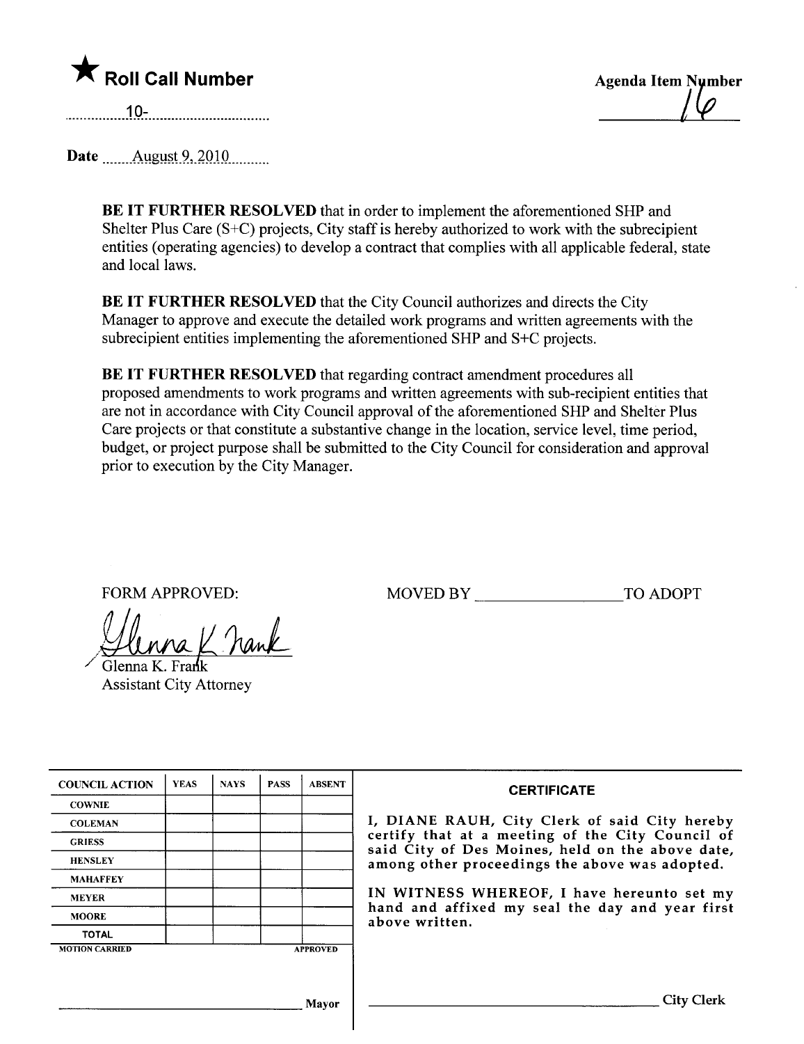★ **Roll Call Number**

10-

**Agenda Item Number**

16

**Date** August 9, 2010

**BE IT FURTHER RESOLVED** that in order to implement the aforementioned SHP and Shelter Plus Care (S+C) projects, City staff is hereby authorized to work with the subrecipient entities (operating agencies) to develop a contract that complies with all applicable federal, state and local laws.

**BE IT FURTHER RESOLVED** that the City Council authorizes and directs the City Manager to approve and execute the detailed work programs and written agreements with the subrecipient entities implementing the aforementioned SHP and S+C projects.

**BE IT FURTHER RESOLVED** that regarding contract amendment procedures all proposed amendments to work programs and written agreements with sub-recipient entities that are not in accordance with City Council approval of the aforementioned SHP and Shelter Plus Care projects or that constitute a substantive change in the location, service level, time period, budget, or project purpose shall be submitted to the City Council for consideration and approval prior to execution by the City Manager.

FORM APPROVED:

Glenna K. Frank
Glenna K. Frank
Assistant City Attorney

MOVED BY ________________ TO ADOPT

| COUNCIL ACTION | YEAS | NAYS | PASS | ABSENT |
|---|---|---|---|---|
| COWNIE | | | | |
| COLEMAN | | | | |
| GRIESS | | | | |
| HENSLEY | | | | |
| MAHAFFEY | | | | |
| MEYER | | | | |
| MOORE | | | | |
| TOTAL | | | | |
| MOTION CARRIED | | | | APPROVED |

________________________ Mayor

**CERTIFICATE**

I, DIANE RAUH, City Clerk of said City hereby certify that at a meeting of the City Council of said City of Des Moines, held on the above date, among other proceedings the above was adopted.

IN WITNESS WHEREOF, I have hereunto set my hand and affixed my seal the day and year first above written.

________________________ City Clerk